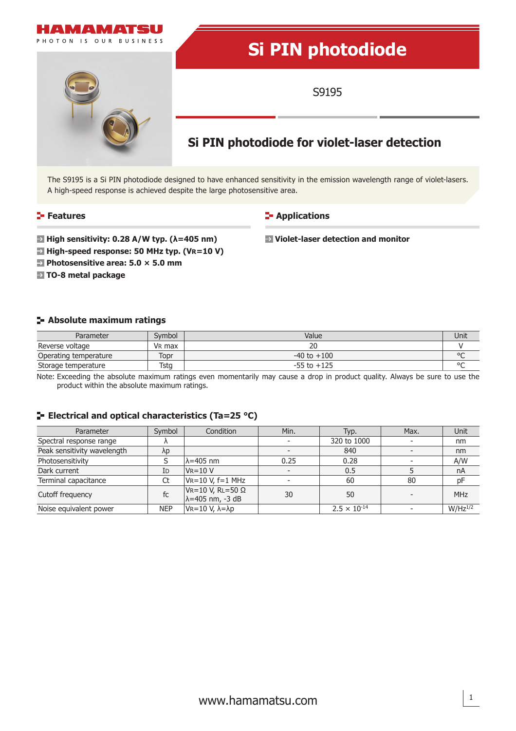HAMAMATSU

PHOTON IS OUR BUSINESS

# Si PIN photodiode

S9195

## Si PIN photodiode for violet-laser detection

The S9195 is a Si PIN photodiode designed to have enhanced sensitivity in the emission wavelength range of violet-lasers. A high-speed response is achieved despite the large photosensitive area.

### Features

- **High sensitivity: 0.28 A/W typ. (λ=405 nm)**
- **High-speed response: 50 MHz typ. ($V_R$=10 V)**
- **Photosensitive area: 5.0 × 5.0 mm**
- **TO-8 metal package**

### Applications

- **Violet-laser detection and monitor**

### Absolute maximum ratings

| Parameter | Symbol | Value | Unit |
|---|---|---|---|
| Reverse voltage | $V_R$ max | 20 | V |
| Operating temperature | Topr | -40 to +100 | °C |
| Storage temperature | Tstg | -55 to +125 | °C |

Note: Exceeding the absolute maximum ratings even momentarily may cause a drop in product quality. Always be sure to use the product within the absolute maximum ratings.

### Electrical and optical characteristics (Ta=25 °C)

| Parameter | Symbol | Condition | Min. | Typ. | Max. | Unit |
|---|---|---|---|---|---|---|
| Spectral response range | λ | | - | 320 to 1000 | - | nm |
| Peak sensitivity wavelength | λp | | - | 840 | - | nm |
| Photosensitivity | S | λ=405 nm | 0.25 | 0.28 | - | A/W |
| Dark current | $I_D$ | $V_R$=10 V | - | 0.5 | 5 | nA |
| Terminal capacitance | Ct | $V_R$=10 V, f=1 MHz | - | 60 | 80 | pF |
| Cutoff frequency | fc | $V_R$=10 V, $R_L$=50 Ω λ=405 nm, -3 dB | 30 | 50 | - | MHz |
| Noise equivalent power | NEP | $V_R$=10 V, λ=λp | | $2.5 \times 10^{-14}$ | - | $W/Hz^{1/2}$ |

www.hamamatsu.com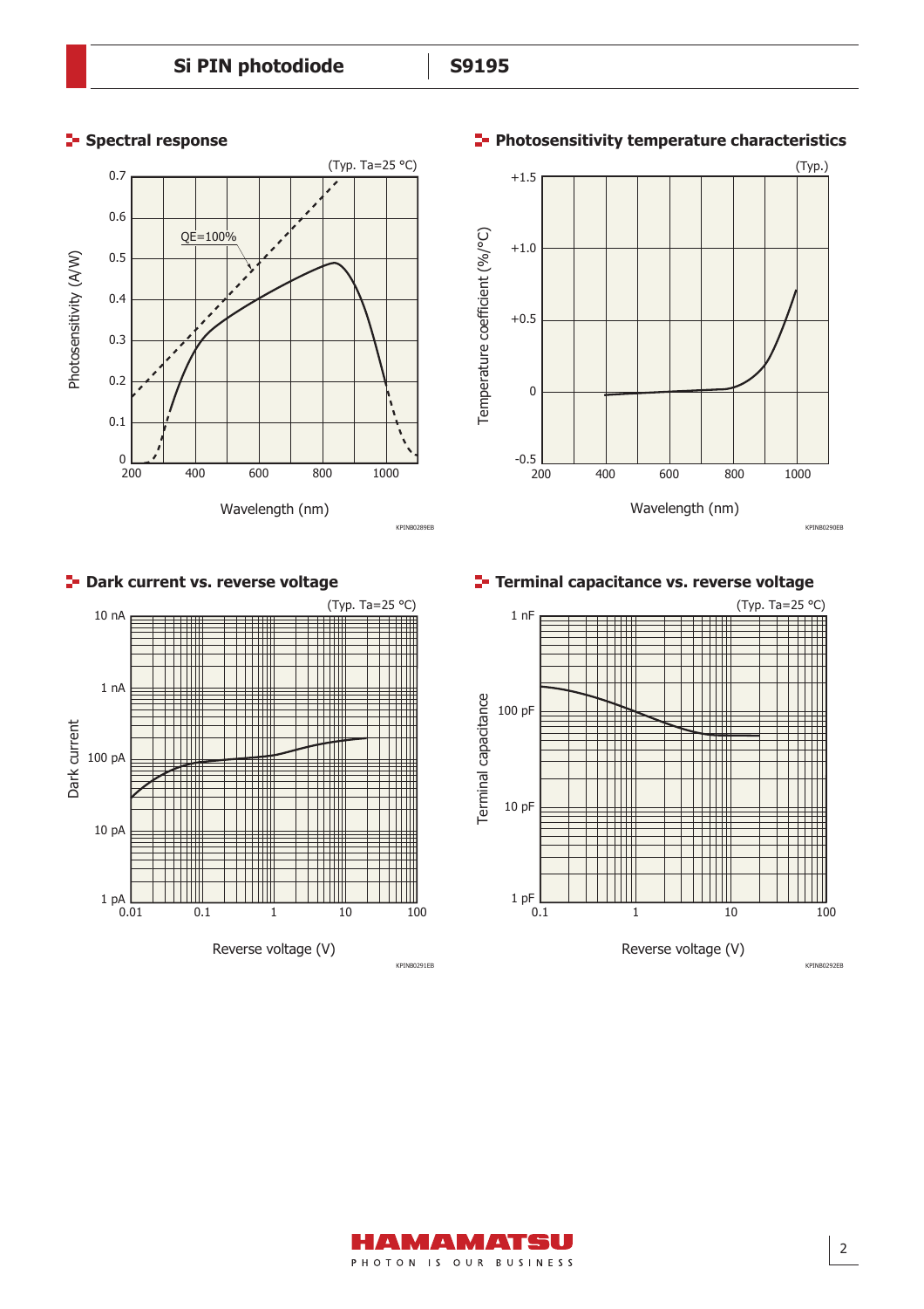## Spectral response

(Typ. Ta=25 °C)

KPINB0289EB

## Photosensitivity temperature characteristics

(Typ.)

KPINB0290EB

## Dark current vs. reverse voltage

(Typ. Ta=25 °C)

KPINB0291EB

## Terminal capacitance vs. reverse voltage

(Typ. Ta=25 °C)

KPINB0292EB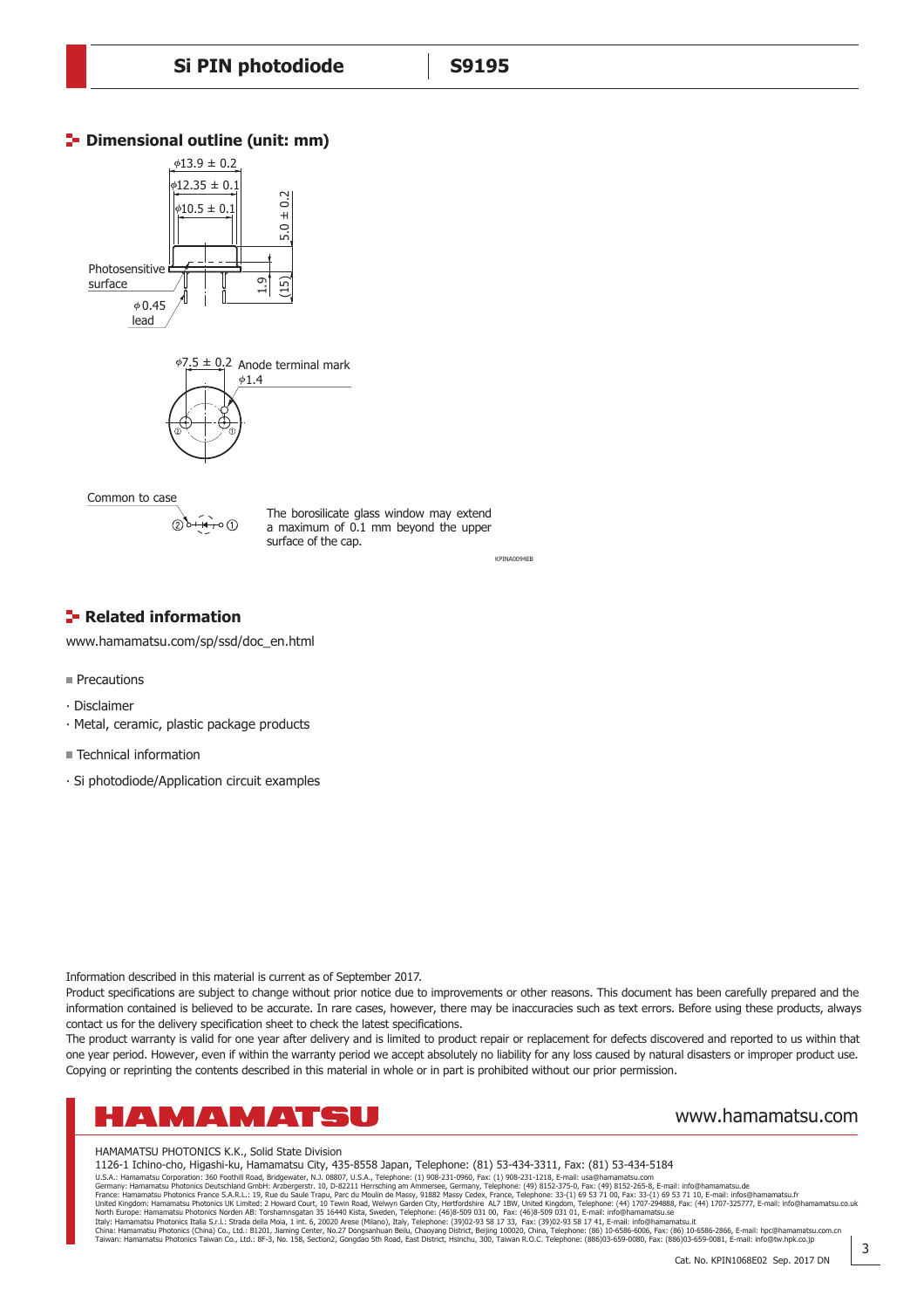## Dimensional outline (unit: mm)

φ13.9 ± 0.2

φ12.35 ± 0.1

φ10.5 ± 0.1

5.0 ± 0.2

Photosensitive surface

1.9

(15)

φ0.45 lead

φ7.5 ± 0.2

Anode terminal mark

φ1.4

Common to case

The borosilicate glass window may extend a maximum of 0.1 mm beyond the upper surface of the cap.

KPINA0094EB

## Related information

www.hamamatsu.com/sp/ssd/doc_en.html

- Precautions
  - · Disclaimer
  - · Metal, ceramic, plastic package products
- Technical information
  - · Si photodiode/Application circuit examples

Information described in this material is current as of September 2017.

Product specifications are subject to change without prior notice due to improvements or other reasons. This document has been carefully prepared and the information contained is believed to be accurate. In rare cases, however, there may be inaccuracies such as text errors. Before using these products, always contact us for the delivery specification sheet to check the latest specifications.

The product warranty is valid for one year after delivery and is limited to product repair or replacement for defects discovered and reported to us within that one year period. However, even if within the warranty period we accept absolutely no liability for any loss caused by natural disasters or improper product use.

Copying or reprinting the contents described in this material in whole or in part is prohibited without our prior permission.

**HAMAMATSU**

www.hamamatsu.com

HAMAMATSU PHOTONICS K.K., Solid State Division

1126-1 Ichino-cho, Higashi-ku, Hamamatsu City, 435-8558 Japan, Telephone: (81) 53-434-3311, Fax: (81) 53-434-5184

U.S.A.: Hamamatsu Corporation: 360 Foothill Road, Bridgewater, N.J. 08807, U.S.A., Telephone: (1) 908-231-0960, Fax: (1) 908-231-1218, E-mail: usa@hamamatsu.com
Germany: Hamamatsu Photonics Deutschland GmbH: Arzbergerstr. 10, D-82211 Herrsching am Ammersee, Germany, Telephone: (49) 8152-375-0, Fax: (49) 8152-265-8, E-mail: info@hamamatsu.de
France: Hamamatsu Photonics France S.A.R.L.: 19, Rue du Saule Trapu, Parc du Moulin de Massy, 91882 Massy Cedex, France, Telephone: 33-(1) 69 53 71 00, Fax: 33-(1) 69 53 71 10, E-mail: infos@hamamatsu.fr
United Kingdom: Hamamatsu Photonics UK Limited: 2 Howard Court, 10 Tewin Road, Welwyn Garden City, Hertfordshire AL7 1BW, United Kingdom, Telephone: (44) 1707-294888, Fax: (44) 1707-325777, E-mail: info@hamamatsu.co.uk
North Europe: Hamamatsu Photonics Norden AB: Torshamnsgatan 35 16440 Kista, Sweden, Telephone: (46)8-509 031 00, Fax: (46)8-509 031 01, E-mail: info@hamamatsu.se
Italy: Hamamatsu Photonics Italia S.r.l.: Strada della Moia, 1 int. 6, 20020 Arese (Milano), Italy, Telephone: (39)02-93 58 17 33, Fax: (39)02-93 58 17 41, E-mail: info@hamamatsu.it
China: Hamamatsu Photonics (China) Co., Ltd.: B1201, Jiaming Center, No.27 Dongsanhuan Beilu, Chaoyang District, Beijing 100020, China, Telephone: (86) 10-6586-6006, Fax: (86) 10-6586-2866, E-mail: hpc@hamamatsu.com.cn
Taiwan: Hamamatsu Photonics Taiwan Co., Ltd.: 8F-3, No. 158, Section2, Gongdao 5th Road, East District, Hsinchu, 300, Taiwan R.O.C. Telephone: (886)03-659-0080, Fax: (886)03-659-0081, E-mail: info@tw.hpk.co.jp

Cat. No. KPIN1068E02 Sep. 2017 DN